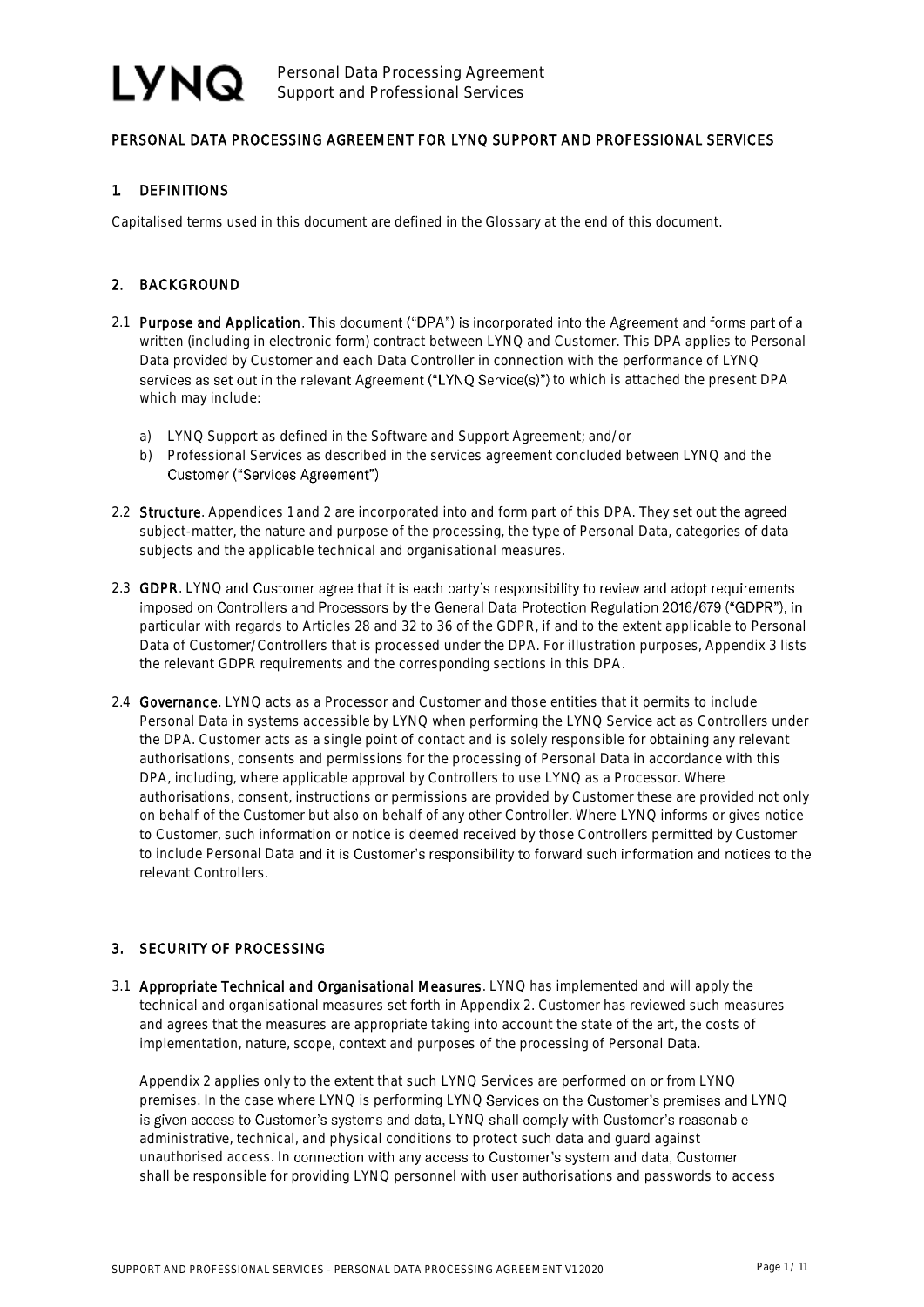# PERSONAL DATA PROCESSING AGREEMENT FOR LYNQ SUPPORT AND PROFESSIONAL SERVICES

## 1. DEFINITIONS

Capitalised terms used in this document are defined in the Glossary at the end of this document.

## 2. BACKGROUND

2.1 **Purpose and Application**. This document ("DPA") is incorporated into the Agreement and forms part of a written (including in electronic form) contract between LYNQ and Customer. This DPA applies to Personal Data provided by Customer and each Data Controller in connection with the performance of LYNQ services as set out in the relevant Agreement ("LYNQ Service(s)") to which is attached the present DPA which may include:

a) LYNQ Support as defined in the Software and Support Agreement; and/or
b) Professional Services as described in the services agreement concluded between LYNQ and the Customer ("Services Agreement")

2.2 **Structure**. Appendices 1 and 2 are incorporated into and form part of this DPA. They set out the agreed subject-matter, the nature and purpose of the processing, the type of Personal Data, categories of data subjects and the applicable technical and organisational measures.

2.3 **GDPR**. LYNQ and Customer agree that it is each party's responsibility to review and adopt requirements imposed on Controllers and Processors by the General Data Protection Regulation 2016/679 ("GDPR"), in particular with regards to Articles 28 and 32 to 36 of the GDPR, if and to the extent applicable to Personal Data of Customer/Controllers that is processed under the DPA. For illustration purposes, Appendix 3 lists the relevant GDPR requirements and the corresponding sections in this DPA.

2.4 **Governance**. LYNQ acts as a Processor and Customer and those entities that it permits to include Personal Data in systems accessible by LYNQ when performing the LYNQ Service act as Controllers under the DPA. Customer acts as a single point of contact and is solely responsible for obtaining any relevant authorisations, consents and permissions for the processing of Personal Data in accordance with this DPA, including, where applicable approval by Controllers to use LYNQ as a Processor. Where authorisations, consent, instructions or permissions are provided by Customer these are provided not only on behalf of the Customer but also on behalf of any other Controller. Where LYNQ informs or gives notice to Customer, such information or notice is deemed received by those Controllers permitted by Customer to include Personal Data and it is Customer's responsibility to forward such information and notices to the relevant Controllers.

## 3. SECURITY OF PROCESSING

3.1 **Appropriate Technical and Organisational Measures**. LYNQ has implemented and will apply the technical and organisational measures set forth in Appendix 2. Customer has reviewed such measures and agrees that the measures are appropriate taking into account the state of the art, the costs of implementation, nature, scope, context and purposes of the processing of Personal Data.

Appendix 2 applies only to the extent that such LYNQ Services are performed on or from LYNQ premises. In the case where LYNQ is performing LYNQ Services on the Customer's premises and LYNQ is given access to Customer's systems and data, LYNQ shall comply with Customer's reasonable administrative, technical, and physical conditions to protect such data and guard against unauthorised access. In connection with any access to Customer's system and data, Customer shall be responsible for providing LYNQ personnel with user authorisations and passwords to access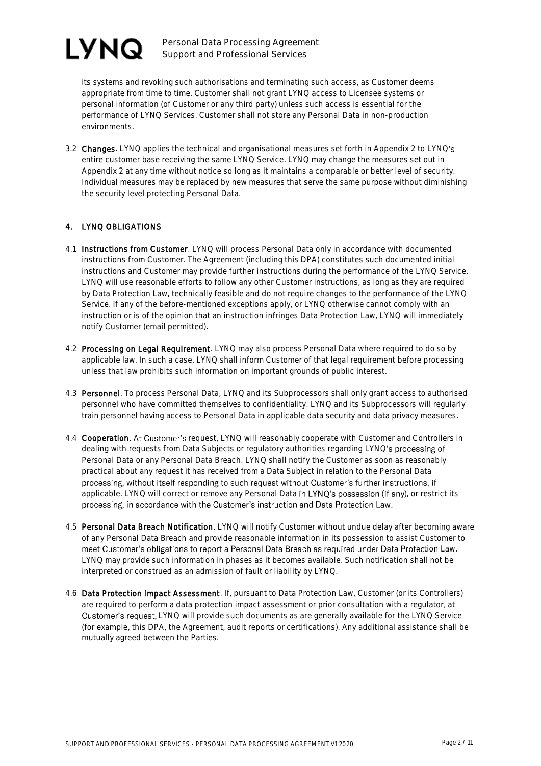its systems and revoking such authorisations and terminating such access, as Customer deems appropriate from time to time. Customer shall not grant LYNQ access to Licensee systems or personal information (of Customer or any third party) unless such access is essential for the performance of LYNQ Services. Customer shall not store any Personal Data in non-production environments.

3.2 **Changes**. LYNQ applies the technical and organisational measures set forth in Appendix 2 to LYNQ's entire customer base receiving the same LYNQ Service. LYNQ may change the measures set out in Appendix 2 at any time without notice so long as it maintains a comparable or better level of security. Individual measures may be replaced by new measures that serve the same purpose without diminishing the security level protecting Personal Data.

## 4. LYNQ OBLIGATIONS

4.1 **Instructions from Customer**. LYNQ will process Personal Data only in accordance with documented instructions from Customer. The Agreement (including this DPA) constitutes such documented initial instructions and Customer may provide further instructions during the performance of the LYNQ Service. LYNQ will use reasonable efforts to follow any other Customer instructions, as long as they are required by Data Protection Law, technically feasible and do not require changes to the performance of the LYNQ Service. If any of the before-mentioned exceptions apply, or LYNQ otherwise cannot comply with an instruction or is of the opinion that an instruction infringes Data Protection Law, LYNQ will immediately notify Customer (email permitted).

4.2 **Processing on Legal Requirement**. LYNQ may also process Personal Data where required to do so by applicable law. In such a case, LYNQ shall inform Customer of that legal requirement before processing unless that law prohibits such information on important grounds of public interest.

4.3 **Personnel**. To process Personal Data, LYNQ and its Subprocessors shall only grant access to authorised personnel who have committed themselves to confidentiality. LYNQ and its Subprocessors will regularly train personnel having access to Personal Data in applicable data security and data privacy measures.

4.4 **Cooperation**. At Customer's request, LYNQ will reasonably cooperate with Customer and Controllers in dealing with requests from Data Subjects or regulatory authorities regarding LYNQ's processing of Personal Data or any Personal Data Breach. LYNQ shall notify the Customer as soon as reasonably practical about any request it has received from a Data Subject in relation to the Personal Data processing, without itself responding to such request without Customer's further instructions, if applicable. LYNQ will correct or remove any Personal Data in LYNQ's possession (if any), or restrict its processing, in accordance with the Customer's instruction and Data Protection Law.

4.5 **Personal Data Breach Notification**. LYNQ will notify Customer without undue delay after becoming aware of any Personal Data Breach and provide reasonable information in its possession to assist Customer to meet Customer's obligations to report a Personal Data Breach as required under Data Protection Law. LYNQ may provide such information in phases as it becomes available. Such notification shall not be interpreted or construed as an admission of fault or liability by LYNQ.

4.6 **Data Protection Impact Assessment**. If, pursuant to Data Protection Law, Customer (or its Controllers) are required to perform a data protection impact assessment or prior consultation with a regulator, at Customer's request, LYNQ will provide such documents as are generally available for the LYNQ Service (for example, this DPA, the Agreement, audit reports or certifications). Any additional assistance shall be mutually agreed between the Parties.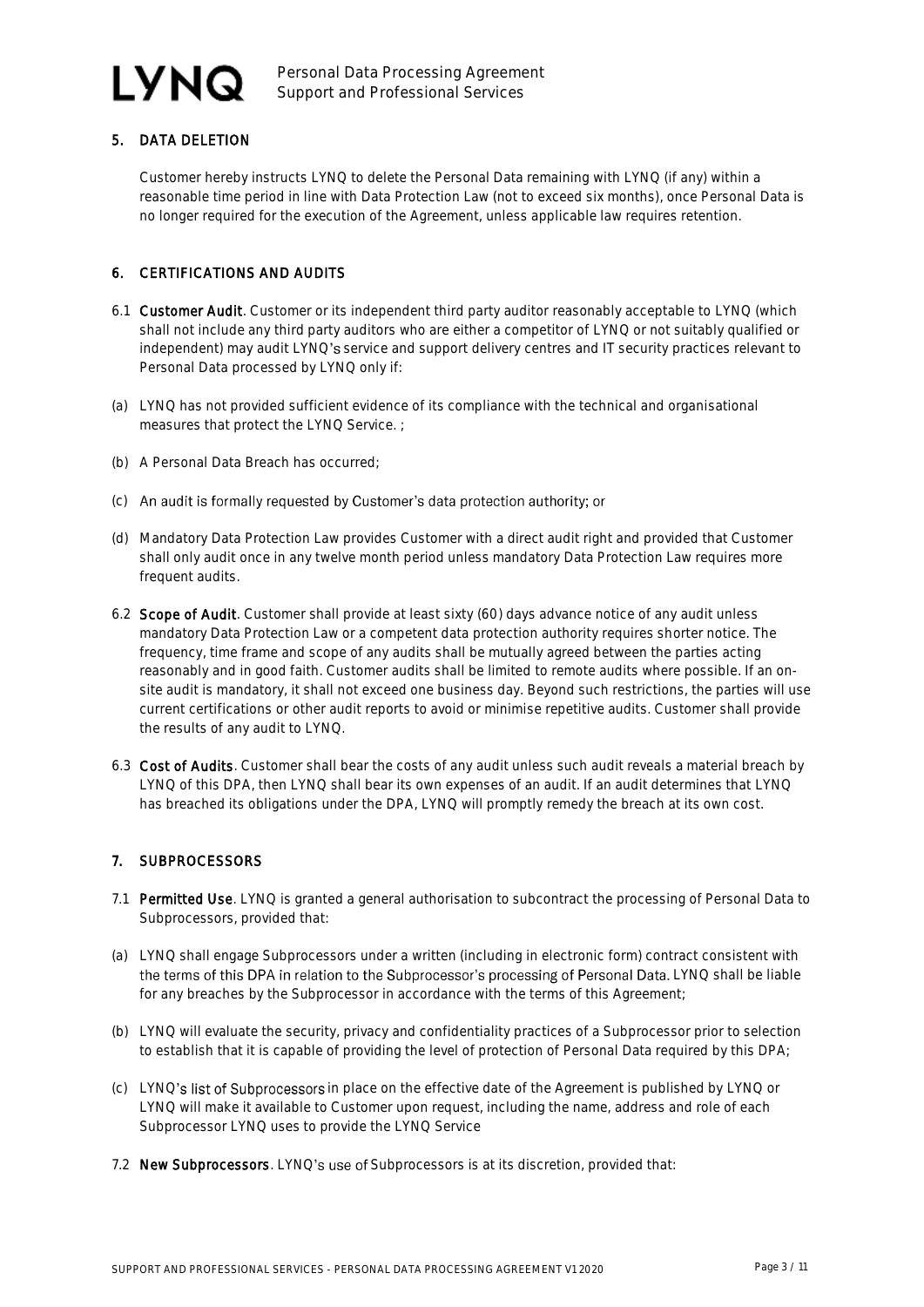## 5. DATA DELETION

Customer hereby instructs LYNQ to delete the Personal Data remaining with LYNQ (if any) within a reasonable time period in line with Data Protection Law (not to exceed six months), once Personal Data is no longer required for the execution of the Agreement, unless applicable law requires retention.

## 6. CERTIFICATIONS AND AUDITS

6.1 **Customer Audit**. Customer or its independent third party auditor reasonably acceptable to LYNQ (which shall not include any third party auditors who are either a competitor of LYNQ or not suitably qualified or independent) may audit LYNQ's service and support delivery centres and IT security practices relevant to Personal Data processed by LYNQ only if:

(a) LYNQ has not provided sufficient evidence of its compliance with the technical and organisational measures that protect the LYNQ Service. ;

(b) A Personal Data Breach has occurred;

(c) An audit is formally requested by Customer's data protection authority; or

(d) Mandatory Data Protection Law provides Customer with a direct audit right and provided that Customer shall only audit once in any twelve month period unless mandatory Data Protection Law requires more frequent audits.

6.2 **Scope of Audit**. Customer shall provide at least sixty (60) days advance notice of any audit unless mandatory Data Protection Law or a competent data protection authority requires shorter notice. The frequency, time frame and scope of any audits shall be mutually agreed between the parties acting reasonably and in good faith. Customer audits shall be limited to remote audits where possible. If an on-site audit is mandatory, it shall not exceed one business day. Beyond such restrictions, the parties will use current certifications or other audit reports to avoid or minimise repetitive audits. Customer shall provide the results of any audit to LYNQ.

6.3 **Cost of Audits**. Customer shall bear the costs of any audit unless such audit reveals a material breach by LYNQ of this DPA, then LYNQ shall bear its own expenses of an audit. If an audit determines that LYNQ has breached its obligations under the DPA, LYNQ will promptly remedy the breach at its own cost.

## 7. SUBPROCESSORS

7.1 **Permitted Use**. LYNQ is granted a general authorisation to subcontract the processing of Personal Data to Subprocessors, provided that:

(a) LYNQ shall engage Subprocessors under a written (including in electronic form) contract consistent with the terms of this DPA in relation to the Subprocessor's processing of Personal Data. LYNQ shall be liable for any breaches by the Subprocessor in accordance with the terms of this Agreement;

(b) LYNQ will evaluate the security, privacy and confidentiality practices of a Subprocessor prior to selection to establish that it is capable of providing the level of protection of Personal Data required by this DPA;

(c) LYNQ's list of Subprocessors in place on the effective date of the Agreement is published by LYNQ or LYNQ will make it available to Customer upon request, including the name, address and role of each Subprocessor LYNQ uses to provide the LYNQ Service

7.2 **New Subprocessors**. LYNQ's use of Subprocessors is at its discretion, provided that: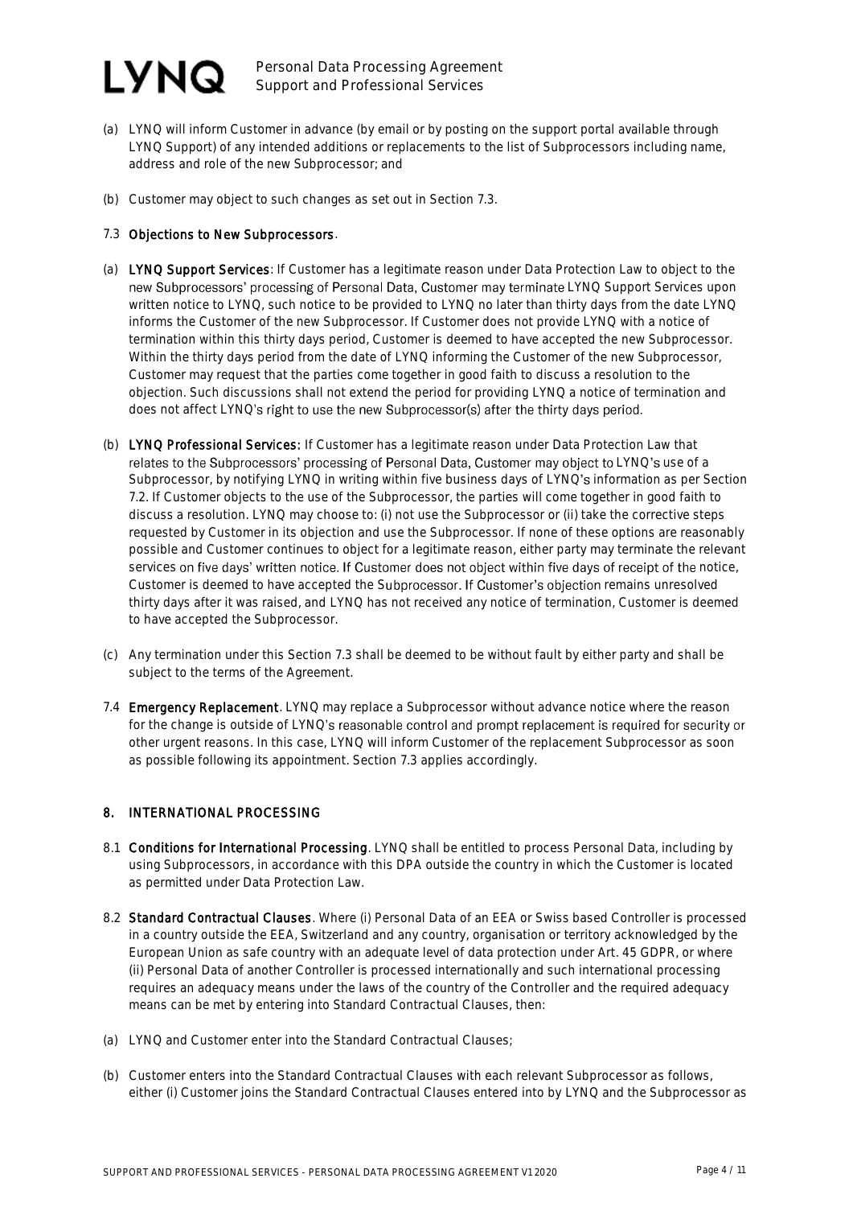(a) LYNQ will inform Customer in advance (by email or by posting on the support portal available through LYNQ Support) of any intended additions or replacements to the list of Subprocessors including name, address and role of the new Subprocessor; and

(b) Customer may object to such changes as set out in Section 7.3.

7.3 **Objections to New Subprocessors**.

(a) **LYNQ Support Services**: If Customer has a legitimate reason under Data Protection Law to object to the new Subprocessors' processing of Personal Data, Customer may terminate LYNQ Support Services upon written notice to LYNQ, such notice to be provided to LYNQ no later than thirty days from the date LYNQ informs the Customer of the new Subprocessor. If Customer does not provide LYNQ with a notice of termination within this thirty days period, Customer is deemed to have accepted the new Subprocessor. Within the thirty days period from the date of LYNQ informing the Customer of the new Subprocessor, Customer may request that the parties come together in good faith to discuss a resolution to the objection. Such discussions shall not extend the period for providing LYNQ a notice of termination and does not affect LYNQ's right to use the new Subprocessor(s) after the thirty days period.

(b) **LYNQ Professional Services**: If Customer has a legitimate reason under Data Protection Law that relates to the Subprocessors' processing of Personal Data, Customer may object to LYNQ's use of a Subprocessor, by notifying LYNQ in writing within five business days of LYNQ's information as per Section 7.2. If Customer objects to the use of the Subprocessor, the parties will come together in good faith to discuss a resolution. LYNQ may choose to: (i) not use the Subprocessor or (ii) take the corrective steps requested by Customer in its objection and use the Subprocessor. If none of these options are reasonably possible and Customer continues to object for a legitimate reason, either party may terminate the relevant services on five days' written notice. If Customer does not object within five days of receipt of the notice, Customer is deemed to have accepted the Subprocessor. If Customer's objection remains unresolved thirty days after it was raised, and LYNQ has not received any notice of termination, Customer is deemed to have accepted the Subprocessor.

(c) Any termination under this Section 7.3 shall be deemed to be without fault by either party and shall be subject to the terms of the Agreement.

7.4 **Emergency Replacement**. LYNQ may replace a Subprocessor without advance notice where the reason for the change is outside of LYNQ's reasonable control and prompt replacement is required for security or other urgent reasons. In this case, LYNQ will inform Customer of the replacement Subprocessor as soon as possible following its appointment. Section 7.3 applies accordingly.

## 8. INTERNATIONAL PROCESSING

8.1 **Conditions for International Processing**. LYNQ shall be entitled to process Personal Data, including by using Subprocessors, in accordance with this DPA outside the country in which the Customer is located as permitted under Data Protection Law.

8.2 **Standard Contractual Clauses**. Where (i) Personal Data of an EEA or Swiss based Controller is processed in a country outside the EEA, Switzerland and any country, organisation or territory acknowledged by the European Union as safe country with an adequate level of data protection under Art. 45 GDPR, or where (ii) Personal Data of another Controller is processed internationally and such international processing requires an adequacy means under the laws of the country of the Controller and the required adequacy means can be met by entering into Standard Contractual Clauses, then:

(a) LYNQ and Customer enter into the Standard Contractual Clauses;

(b) Customer enters into the Standard Contractual Clauses with each relevant Subprocessor as follows, either (i) Customer joins the Standard Contractual Clauses entered into by LYNQ and the Subprocessor as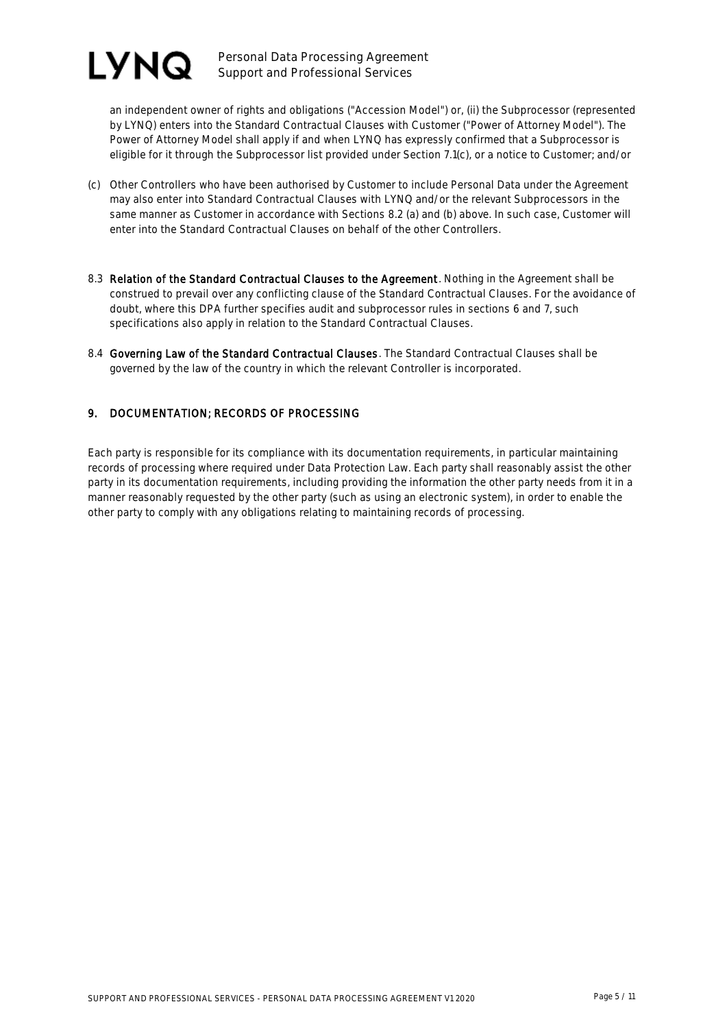an independent owner of rights and obligations ("Accession Model") or, (ii) the Subprocessor (represented by LYNQ) enters into the Standard Contractual Clauses with Customer ("Power of Attorney Model"). The Power of Attorney Model shall apply if and when LYNQ has expressly confirmed that a Subprocessor is eligible for it through the Subprocessor list provided under Section 7.1(c), or a notice to Customer; and/or

(c) Other Controllers who have been authorised by Customer to include Personal Data under the Agreement may also enter into Standard Contractual Clauses with LYNQ and/or the relevant Subprocessors in the same manner as Customer in accordance with Sections 8.2 (a) and (b) above. In such case, Customer will enter into the Standard Contractual Clauses on behalf of the other Controllers.

8.3 **Relation of the Standard Contractual Clauses to the Agreement**. Nothing in the Agreement shall be construed to prevail over any conflicting clause of the Standard Contractual Clauses. For the avoidance of doubt, where this DPA further specifies audit and subprocessor rules in sections 6 and 7, such specifications also apply in relation to the Standard Contractual Clauses.

8.4 **Governing Law of the Standard Contractual Clauses**. The Standard Contractual Clauses shall be governed by the law of the country in which the relevant Controller is incorporated.

## 9. DOCUMENTATION; RECORDS OF PROCESSING

Each party is responsible for its compliance with its documentation requirements, in particular maintaining records of processing where required under Data Protection Law. Each party shall reasonably assist the other party in its documentation requirements, including providing the information the other party needs from it in a manner reasonably requested by the other party (such as using an electronic system), in order to enable the other party to comply with any obligations relating to maintaining records of processing.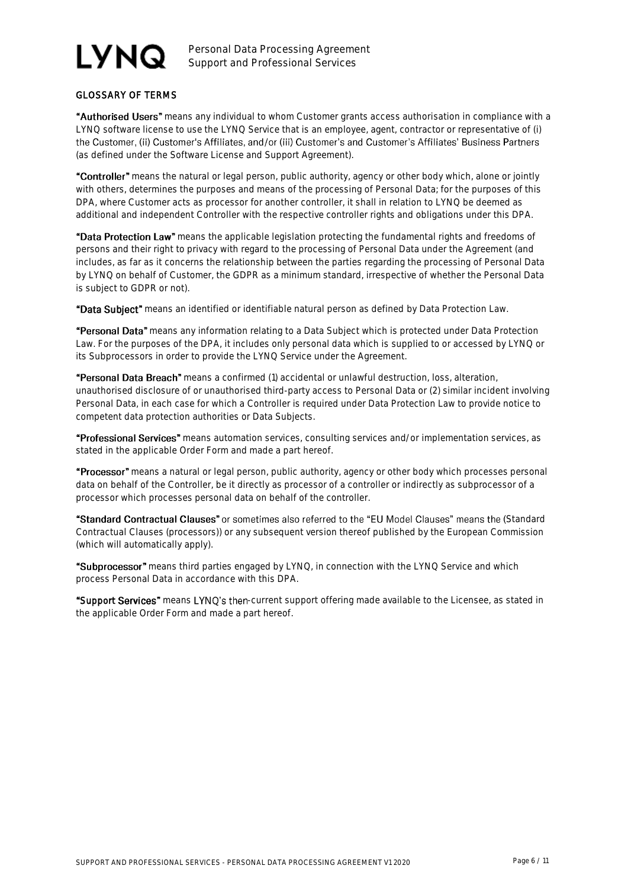## GLOSSARY OF TERMS

**"Authorised Users"** means any individual to whom Customer grants access authorisation in compliance with a LYNQ software license to use the LYNQ Service that is an employee, agent, contractor or representative of (i) the Customer, (ii) Customer's Affiliates, and/or (iii) Customer's and Customer's Affiliates' Business Partners (as defined under the Software License and Support Agreement).

**"Controller"** means the natural or legal person, public authority, agency or other body which, alone or jointly with others, determines the purposes and means of the processing of Personal Data; for the purposes of this DPA, where Customer acts as processor for another controller, it shall in relation to LYNQ be deemed as additional and independent Controller with the respective controller rights and obligations under this DPA.

**"Data Protection Law"** means the applicable legislation protecting the fundamental rights and freedoms of persons and their right to privacy with regard to the processing of Personal Data under the Agreement (and includes, as far as it concerns the relationship between the parties regarding the processing of Personal Data by LYNQ on behalf of Customer, the GDPR as a minimum standard, irrespective of whether the Personal Data is subject to GDPR or not).

**"Data Subject"** means an identified or identifiable natural person as defined by Data Protection Law.

**"Personal Data"** means any information relating to a Data Subject which is protected under Data Protection Law. For the purposes of the DPA, it includes only personal data which is supplied to or accessed by LYNQ or its Subprocessors in order to provide the LYNQ Service under the Agreement.

**"Personal Data Breach"** means a confirmed (1) accidental or unlawful destruction, loss, alteration, unauthorised disclosure of or unauthorised third-party access to Personal Data or (2) similar incident involving Personal Data, in each case for which a Controller is required under Data Protection Law to provide notice to competent data protection authorities or Data Subjects.

**"Professional Services"** means automation services, consulting services and/or implementation services, as stated in the applicable Order Form and made a part hereof.

**"Processor"** means a natural or legal person, public authority, agency or other body which processes personal data on behalf of the Controller, be it directly as processor of a controller or indirectly as subprocessor of a processor which processes personal data on behalf of the controller.

**"Standard Contractual Clauses"** or sometimes also referred to the "EU Model Clauses" means the (Standard Contractual Clauses (processors)) or any subsequent version thereof published by the European Commission (which will automatically apply).

**"Subprocessor"** means third parties engaged by LYNQ, in connection with the LYNQ Service and which process Personal Data in accordance with this DPA.

**"Support Services"** means LYNQ's then-current support offering made available to the Licensee, as stated in the applicable Order Form and made a part hereof.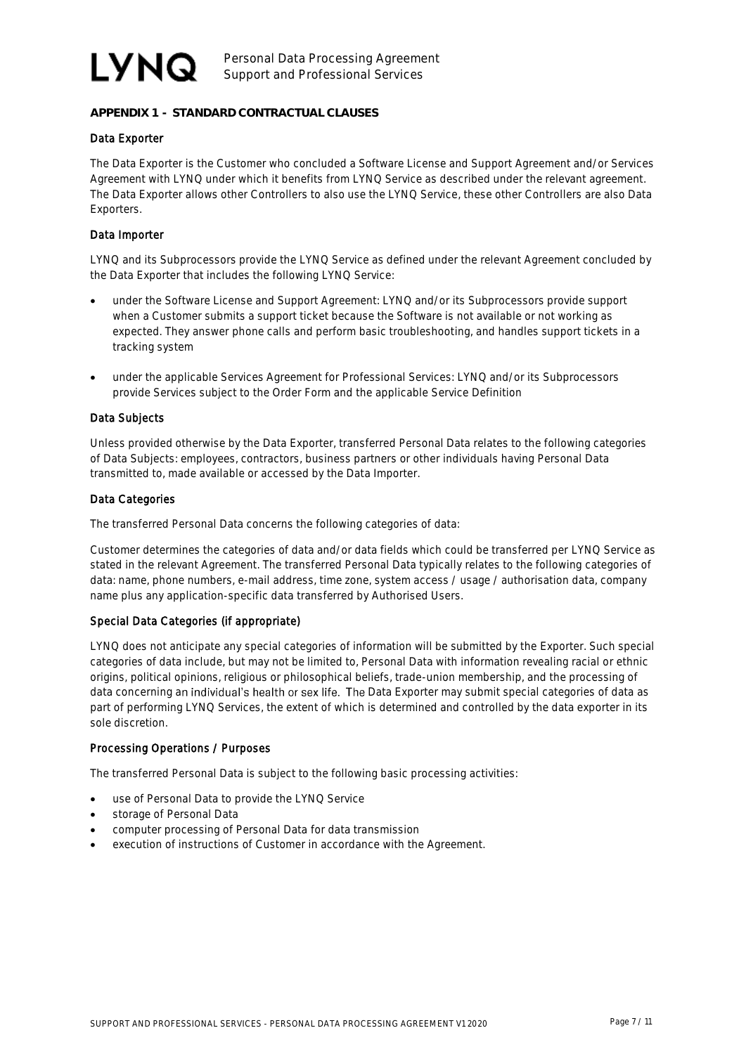## APPENDIX 1 - STANDARD CONTRACTUAL CLAUSES

### Data Exporter

The Data Exporter is the Customer who concluded a Software License and Support Agreement and/or Services Agreement with LYNQ under which it benefits from LYNQ Service as described under the relevant agreement. The Data Exporter allows other Controllers to also use the LYNQ Service, these other Controllers are also Data Exporters.

### Data Importer

LYNQ and its Subprocessors provide the LYNQ Service as defined under the relevant Agreement concluded by the Data Exporter that includes the following LYNQ Service:

- under the Software License and Support Agreement: LYNQ and/or its Subprocessors provide support when a Customer submits a support ticket because the Software is not available or not working as expected. They answer phone calls and perform basic troubleshooting, and handles support tickets in a tracking system

- under the applicable Services Agreement for Professional Services: LYNQ and/or its Subprocessors provide Services subject to the Order Form and the applicable Service Definition

### Data Subjects

Unless provided otherwise by the Data Exporter, transferred Personal Data relates to the following categories of Data Subjects: employees, contractors, business partners or other individuals having Personal Data transmitted to, made available or accessed by the Data Importer.

### Data Categories

The transferred Personal Data concerns the following categories of data:

Customer determines the categories of data and/or data fields which could be transferred per LYNQ Service as stated in the relevant Agreement. The transferred Personal Data typically relates to the following categories of data: name, phone numbers, e-mail address, time zone, system access / usage / authorisation data, company name plus any application-specific data transferred by Authorised Users.

### Special Data Categories (if appropriate)

LYNQ does not anticipate any special categories of information will be submitted by the Exporter. Such special categories of data include, but may not be limited to, Personal Data with information revealing racial or ethnic origins, political opinions, religious or philosophical beliefs, trade-union membership, and the processing of data concerning an individual's health or sex life. The Data Exporter may submit special categories of data as part of performing LYNQ Services, the extent of which is determined and controlled by the data exporter in its sole discretion.

### Processing Operations / Purposes

The transferred Personal Data is subject to the following basic processing activities:

- use of Personal Data to provide the LYNQ Service
- storage of Personal Data
- computer processing of Personal Data for data transmission
- execution of instructions of Customer in accordance with the Agreement.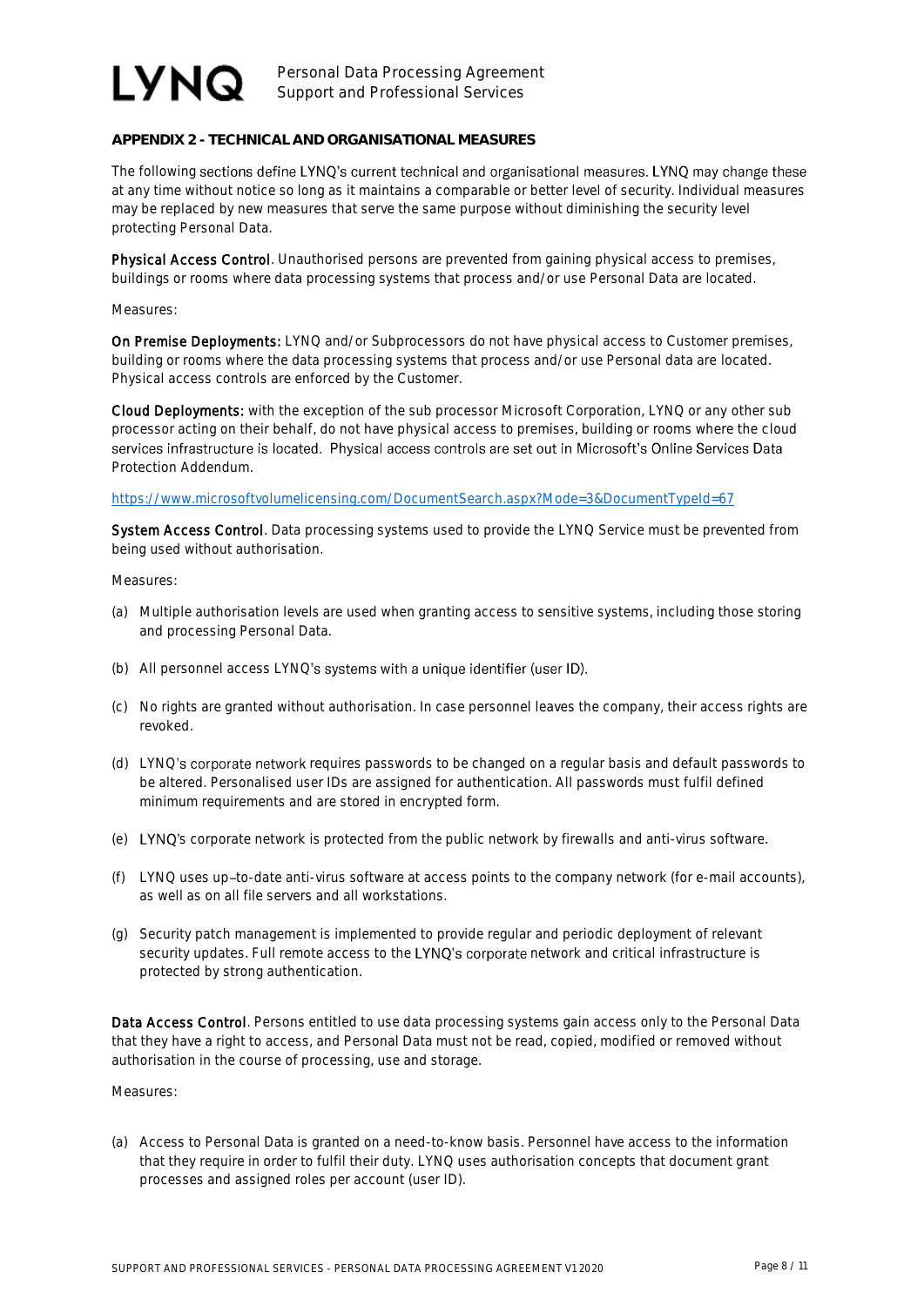## APPENDIX 2 - TECHNICAL AND ORGANISATIONAL MEASURES

The following sections define LYNQ's current technical and organisational measures. LYNQ may change these at any time without notice so long as it maintains a comparable or better level of security. Individual measures may be replaced by new measures that serve the same purpose without diminishing the security level protecting Personal Data.

**Physical Access Control**. Unauthorised persons are prevented from gaining physical access to premises, buildings or rooms where data processing systems that process and/or use Personal Data are located.

Measures:

**On Premise Deployments:** LYNQ and/or Subprocessors do not have physical access to Customer premises, building or rooms where the data processing systems that process and/or use Personal data are located. Physical access controls are enforced by the Customer.

**Cloud Deployments:** with the exception of the sub processor Microsoft Corporation, LYNQ or any other sub processor acting on their behalf, do not have physical access to premises, building or rooms where the cloud services infrastructure is located. Physical access controls are set out in Microsoft's Online Services Data Protection Addendum.

https://www.microsoftvolumelicensing.com/DocumentSearch.aspx?Mode=3&DocumentTypeId=67

**System Access Control**. Data processing systems used to provide the LYNQ Service must be prevented from being used without authorisation.

Measures:

(a) Multiple authorisation levels are used when granting access to sensitive systems, including those storing and processing Personal Data.

(b) All personnel access LYNQ's systems with a unique identifier (user ID).

(c) No rights are granted without authorisation. In case personnel leaves the company, their access rights are revoked.

(d) LYNQ's corporate network requires passwords to be changed on a regular basis and default passwords to be altered. Personalised user IDs are assigned for authentication. All passwords must fulfil defined minimum requirements and are stored in encrypted form.

(e) LYNQ's corporate network is protected from the public network by firewalls and anti-virus software.

(f) LYNQ uses up–to-date anti-virus software at access points to the company network (for e-mail accounts), as well as on all file servers and all workstations.

(g) Security patch management is implemented to provide regular and periodic deployment of relevant security updates. Full remote access to the LYNQ's corporate network and critical infrastructure is protected by strong authentication.

**Data Access Control**. Persons entitled to use data processing systems gain access only to the Personal Data that they have a right to access, and Personal Data must not be read, copied, modified or removed without authorisation in the course of processing, use and storage.

Measures:

(a) Access to Personal Data is granted on a need-to-know basis. Personnel have access to the information that they require in order to fulfil their duty. LYNQ uses authorisation concepts that document grant processes and assigned roles per account (user ID).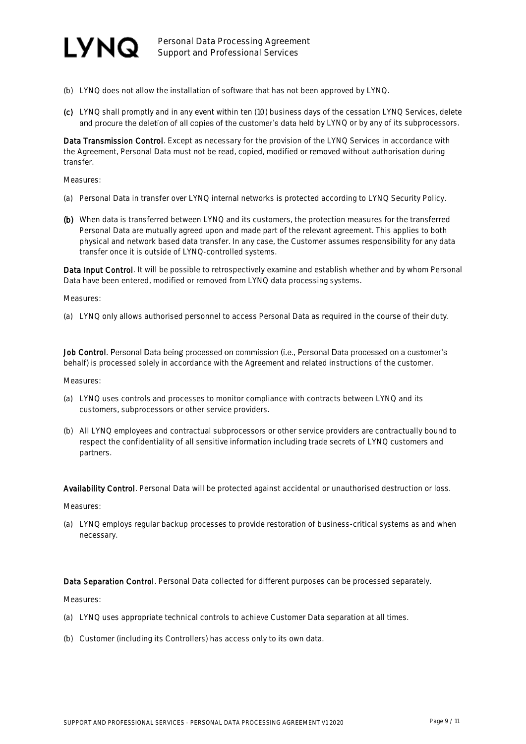(b) LYNQ does not allow the installation of software that has not been approved by LYNQ.

(c) LYNQ shall promptly and in any event within ten (10) business days of the cessation LYNQ Services, delete and procure the deletion of all copies of the customer's data held by LYNQ or by any of its subprocessors.

**Data Transmission Control**. Except as necessary for the provision of the LYNQ Services in accordance with the Agreement, Personal Data must not be read, copied, modified or removed without authorisation during transfer.

Measures:

(a) Personal Data in transfer over LYNQ internal networks is protected according to LYNQ Security Policy.

(b) When data is transferred between LYNQ and its customers, the protection measures for the transferred Personal Data are mutually agreed upon and made part of the relevant agreement. This applies to both physical and network based data transfer. In any case, the Customer assumes responsibility for any data transfer once it is outside of LYNQ-controlled systems.

**Data Input Control**. It will be possible to retrospectively examine and establish whether and by whom Personal Data have been entered, modified or removed from LYNQ data processing systems.

Measures:

(a) LYNQ only allows authorised personnel to access Personal Data as required in the course of their duty.

**Job Control**. Personal Data being processed on commission (i.e., Personal Data processed on a customer's behalf) is processed solely in accordance with the Agreement and related instructions of the customer.

Measures:

(a) LYNQ uses controls and processes to monitor compliance with contracts between LYNQ and its customers, subprocessors or other service providers.

(b) All LYNQ employees and contractual subprocessors or other service providers are contractually bound to respect the confidentiality of all sensitive information including trade secrets of LYNQ customers and partners.

**Availability Control**. Personal Data will be protected against accidental or unauthorised destruction or loss.

Measures:

(a) LYNQ employs regular backup processes to provide restoration of business-critical systems as and when necessary.

**Data Separation Control**. Personal Data collected for different purposes can be processed separately.

Measures:

(a) LYNQ uses appropriate technical controls to achieve Customer Data separation at all times.

(b) Customer (including its Controllers) has access only to its own data.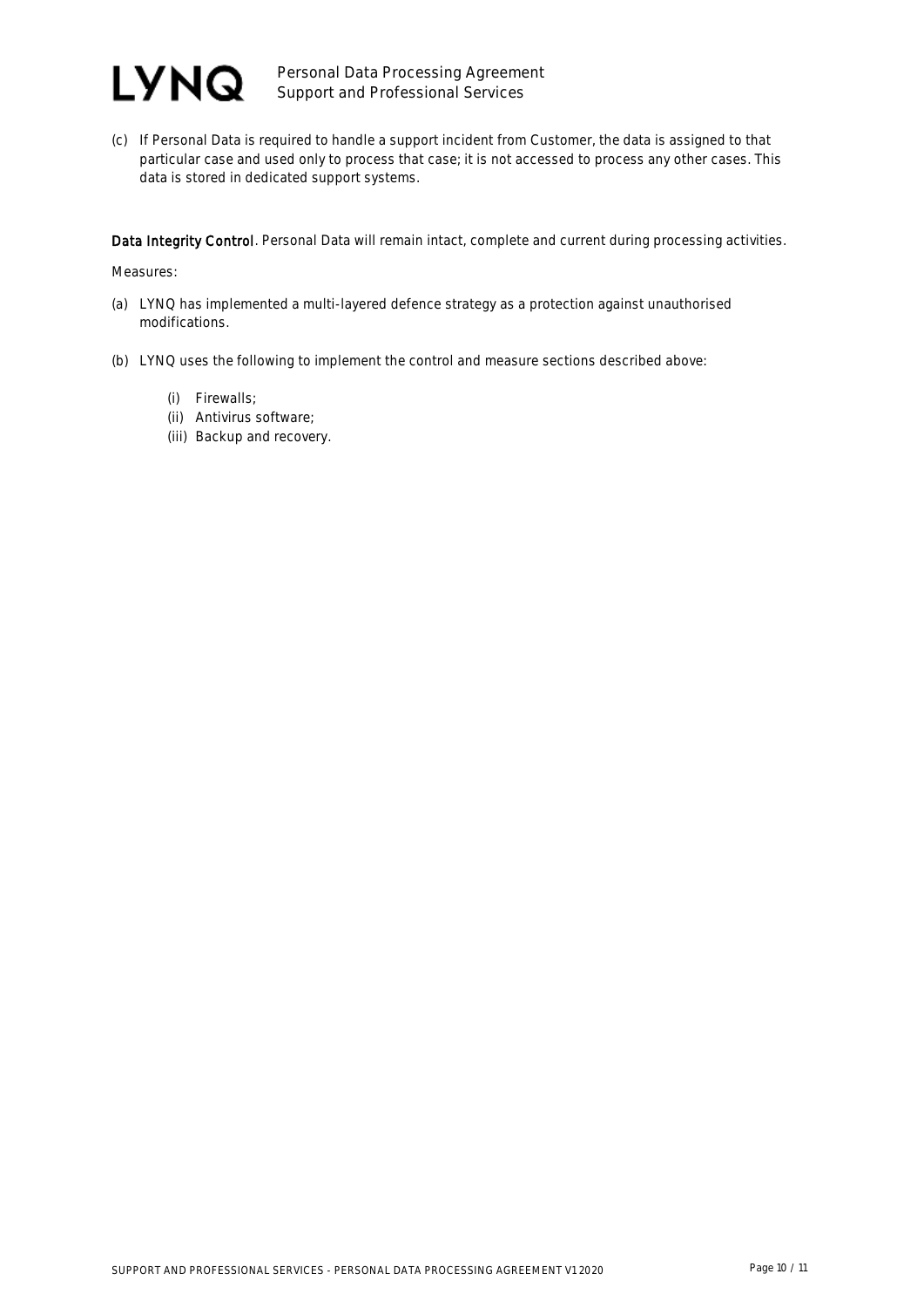(c) If Personal Data is required to handle a support incident from Customer, the data is assigned to that particular case and used only to process that case; it is not accessed to process any other cases. This data is stored in dedicated support systems.

**Data Integrity Control**. Personal Data will remain intact, complete and current during processing activities.

Measures:

(a) LYNQ has implemented a multi-layered defence strategy as a protection against unauthorised modifications.

(b) LYNQ uses the following to implement the control and measure sections described above:

  (i) Firewalls;
  (ii) Antivirus software;
  (iii) Backup and recovery.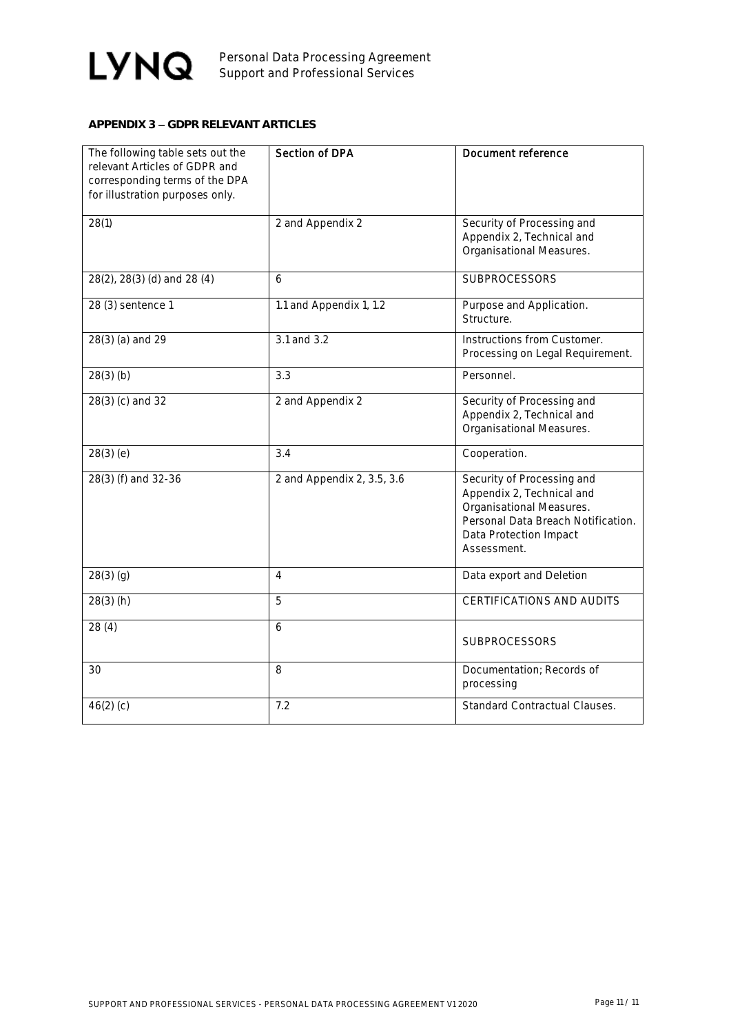**APPENDIX 3 – GDPR RELEVANT ARTICLES**

| The following table sets out the relevant Articles of GDPR and corresponding terms of the DPA for illustration purposes only. | Section of DPA | Document reference |
|---|---|---|
| 28(1) | 2 and Appendix 2 | Security of Processing and Appendix 2, Technical and Organisational Measures. |
| 28(2), 28(3) (d) and 28 (4) | 6 | SUBPROCESSORS |
| 28 (3) sentence 1 | 1.1 and Appendix 1, 1.2 | Purpose and Application. Structure. |
| 28(3) (a) and 29 | 3.1 and 3.2 | Instructions from Customer. Processing on Legal Requirement. |
| 28(3) (b) | 3.3 | Personnel. |
| 28(3) (c) and 32 | 2 and Appendix 2 | Security of Processing and Appendix 2, Technical and Organisational Measures. |
| 28(3) (e) | 3.4 | Cooperation. |
| 28(3) (f) and 32-36 | 2 and Appendix 2, 3.5, 3.6 | Security of Processing and Appendix 2, Technical and Organisational Measures. Personal Data Breach Notification. Data Protection Impact Assessment. |
| 28(3) (g) | 4 | Data export and Deletion |
| 28(3) (h) | 5 | CERTIFICATIONS AND AUDITS |
| 28 (4) | 6 | SUBPROCESSORS |
| 30 | 8 | Documentation; Records of processing |
| 46(2) (c) | 7.2 | Standard Contractual Clauses. |